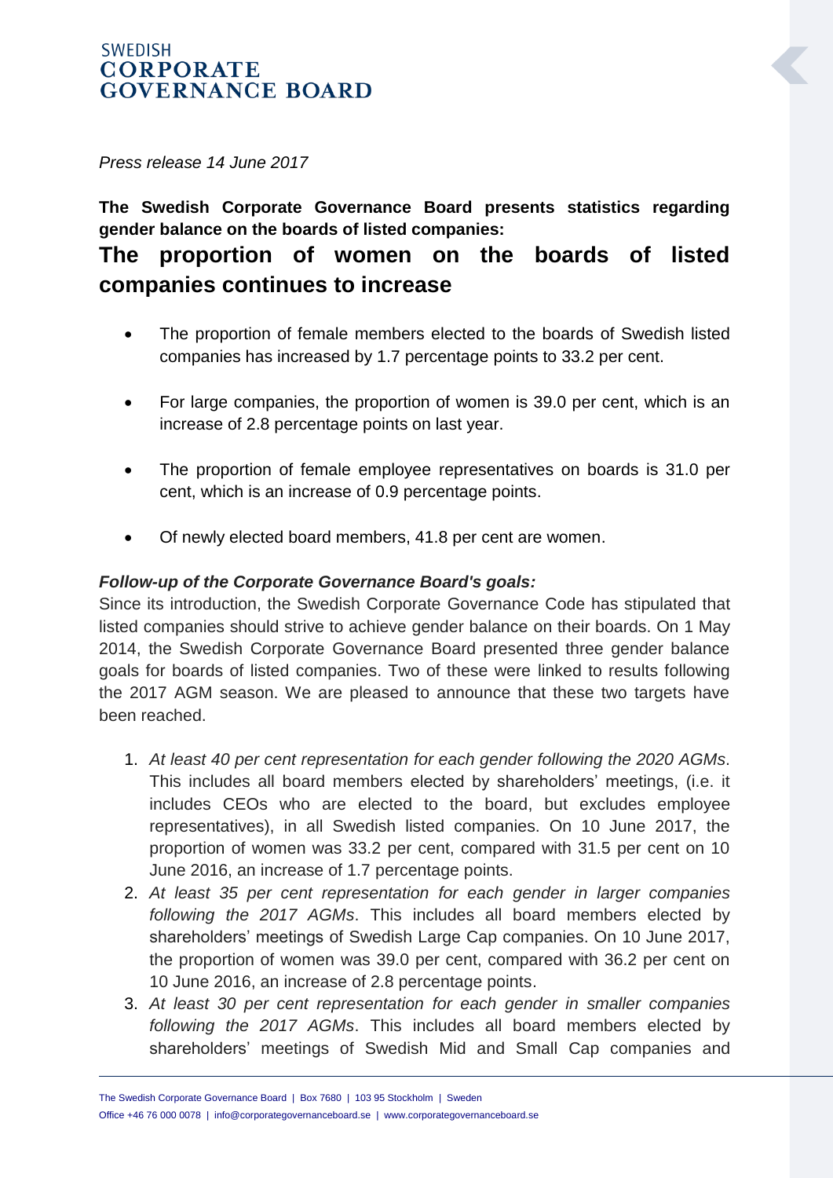SWEDISH
**CORPORATE GOVERNANCE BOARD**

*Press release 14 June 2017*

**The Swedish Corporate Governance Board presents statistics regarding gender balance on the boards of listed companies:**

# The proportion of women on the boards of listed companies continues to increase

- The proportion of female members elected to the boards of Swedish listed companies has increased by 1.7 percentage points to 33.2 per cent.
- For large companies, the proportion of women is 39.0 per cent, which is an increase of 2.8 percentage points on last year.
- The proportion of female employee representatives on boards is 31.0 per cent, which is an increase of 0.9 percentage points.
- Of newly elected board members, 41.8 per cent are women.

***Follow-up of the Corporate Governance Board's goals:***

Since its introduction, the Swedish Corporate Governance Code has stipulated that listed companies should strive to achieve gender balance on their boards. On 1 May 2014, the Swedish Corporate Governance Board presented three gender balance goals for boards of listed companies. Two of these were linked to results following the 2017 AGM season. We are pleased to announce that these two targets have been reached.

1. *At least 40 per cent representation for each gender following the 2020 AGMs*. This includes all board members elected by shareholders' meetings, (i.e. it includes CEOs who are elected to the board, but excludes employee representatives), in all Swedish listed companies. On 10 June 2017, the proportion of women was 33.2 per cent, compared with 31.5 per cent on 10 June 2016, an increase of 1.7 percentage points.
2. *At least 35 per cent representation for each gender in larger companies following the 2017 AGMs*. This includes all board members elected by shareholders' meetings of Swedish Large Cap companies. On 10 June 2017, the proportion of women was 39.0 per cent, compared with 36.2 per cent on 10 June 2016, an increase of 2.8 percentage points.
3. *At least 30 per cent representation for each gender in smaller companies following the 2017 AGMs*. This includes all board members elected by shareholders' meetings of Swedish Mid and Small Cap companies and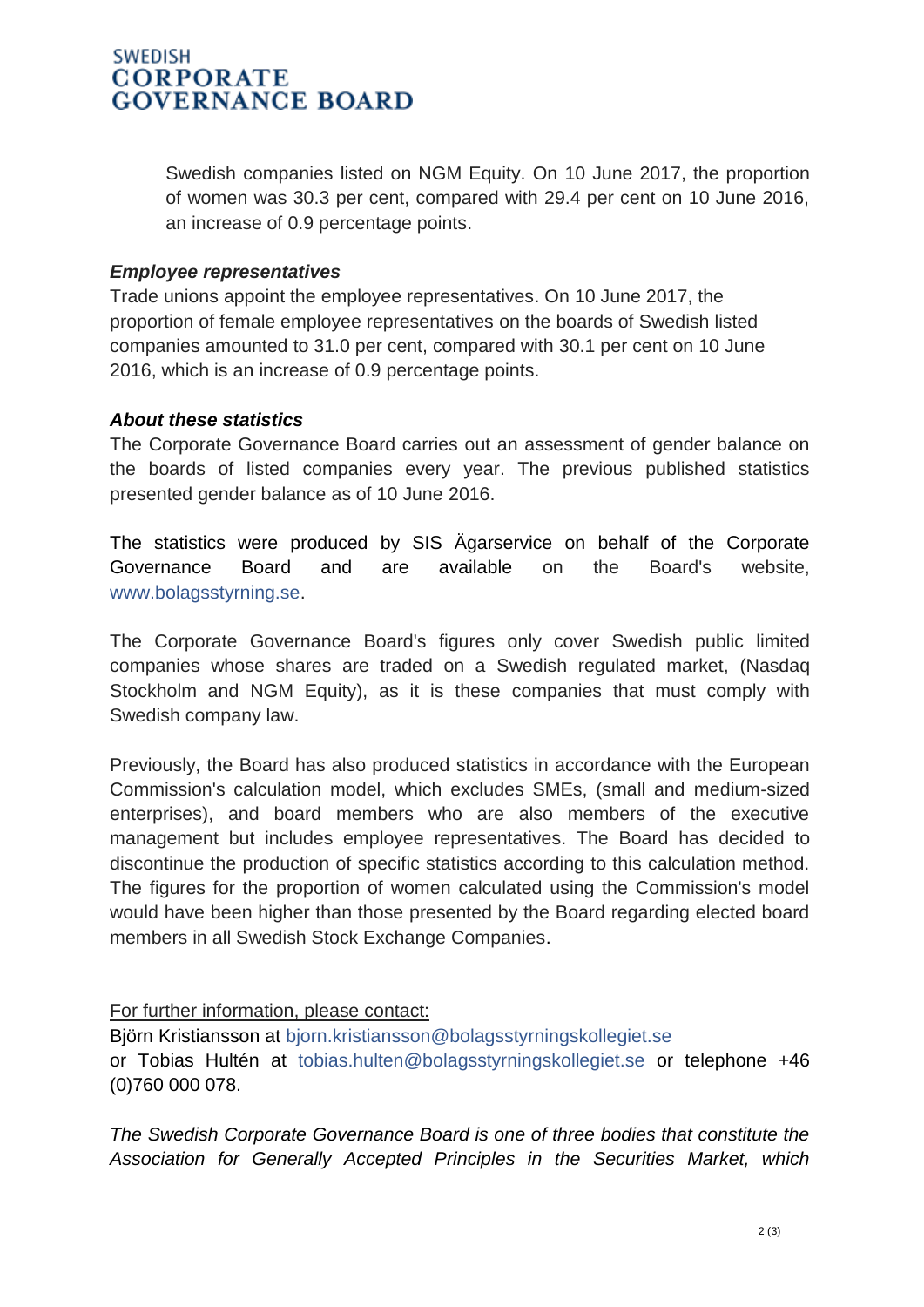Swedish companies listed on NGM Equity. On 10 June 2017, the proportion of women was 30.3 per cent, compared with 29.4 per cent on 10 June 2016, an increase of 0.9 percentage points.

***Employee representatives***

Trade unions appoint the employee representatives. On 10 June 2017, the proportion of female employee representatives on the boards of Swedish listed companies amounted to 31.0 per cent, compared with 30.1 per cent on 10 June 2016, which is an increase of 0.9 percentage points.

***About these statistics***

The Corporate Governance Board carries out an assessment of gender balance on the boards of listed companies every year. The previous published statistics presented gender balance as of 10 June 2016.

The statistics were produced by SIS Ägarservice on behalf of the Corporate Governance Board and are available on the Board's website, www.bolagsstyrning.se.

The Corporate Governance Board's figures only cover Swedish public limited companies whose shares are traded on a Swedish regulated market, (Nasdaq Stockholm and NGM Equity), as it is these companies that must comply with Swedish company law.

Previously, the Board has also produced statistics in accordance with the European Commission's calculation model, which excludes SMEs, (small and medium-sized enterprises), and board members who are also members of the executive management but includes employee representatives. The Board has decided to discontinue the production of specific statistics according to this calculation method. The figures for the proportion of women calculated using the Commission's model would have been higher than those presented by the Board regarding elected board members in all Swedish Stock Exchange Companies.

For further information, please contact:

Björn Kristiansson at bjorn.kristiansson@bolagsstyrningskollegiet.se
or Tobias Hultén at tobias.hulten@bolagsstyrningskollegiet.se or telephone +46 (0)760 000 078.

*The Swedish Corporate Governance Board is one of three bodies that constitute the Association for Generally Accepted Principles in the Securities Market, which*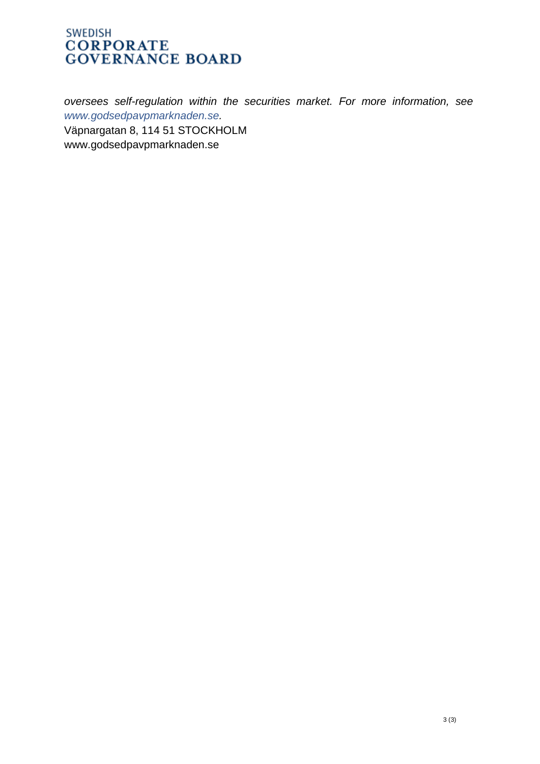*oversees self-regulation within the securities market. For more information, see www.godsedpavpmarknaden.se.*

Väpnargatan 8, 114 51 STOCKHOLM

www.godsedpavpmarknaden.se